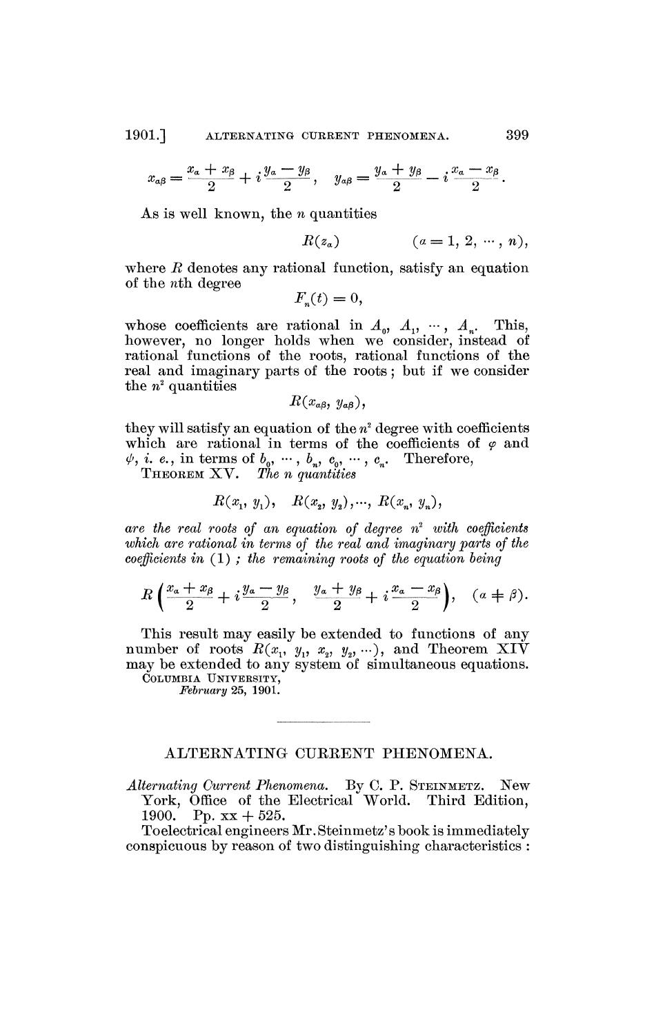$$x_{\alpha\beta} = \frac{x_\alpha + x_\beta}{2} + i\frac{y_\alpha - y_\beta}{2}, \quad y_{\alpha\beta} = \frac{y_\alpha + y_\beta}{2} - i\frac{x_\alpha - x_\beta}{2}.$$

As is well known, the $n$ quantities

$$R(z_\alpha) \qquad (\alpha = 1, 2, \cdots, n),$$

where $R$ denotes any rational function, satisfy an equation of the $n$th degree

$$F_n(t) = 0,$$

whose coefficients are rational in $A_0, A_1, \cdots, A_n$. This, however, no longer holds when we consider, instead of rational functions of the roots, rational functions of the real and imaginary parts of the roots; but if we consider the $n^2$ quantities

$$R(x_{\alpha\beta}, y_{\alpha\beta}),$$

they will satisfy an equation of the $n^2$ degree with coefficients which are rational in terms of the coefficients of $\varphi$ and $\psi$, *i. e.*, in terms of $b_0, \cdots, b_n, c_0, \cdots, c_n$. Therefore,

THEOREM XV. *The $n$ quantities*

$$R(x_1, y_1), \quad R(x_2, y_2), \cdots, R(x_n, y_n),$$

*are the real roots of an equation of degree $n^2$ with coefficients which are rational in terms of the real and imaginary parts of the coefficients in* (1) *; the remaining roots of the equation being*

$$R\left(\frac{x_\alpha + x_\beta}{2} + i\frac{y_\alpha - y_\beta}{2}, \quad \frac{y_\alpha + y_\beta}{2} + i\frac{x_\alpha - x_\beta}{2}\right), \quad (\alpha \neq \beta).$$

This result may easily be extended to functions of any number of roots $R(x_1, y_1, x_2, y_2, \cdots)$, and Theorem XIV may be extended to any system of simultaneous equations.

COLUMBIA UNIVERSITY,
*February* 25, 1901.

---

## ALTERNATING CURRENT PHENOMENA.

*Alternating Current Phenomena.* By C. P. STEINMETZ. New York, Office of the Electrical World. Third Edition, 1900. Pp. xx + 525.

To electrical engineers Mr. Steinmetz's book is immediately conspicuous by reason of two distinguishing characteristics :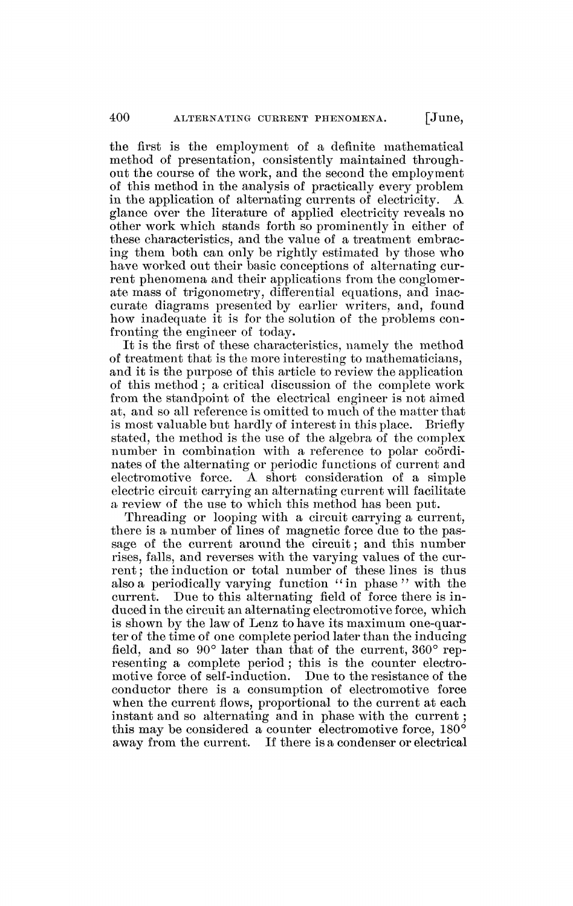the first is the employment of a definite mathematical method of presentation, consistently maintained throughout the course of the work, and the second the employment of this method in the analysis of practically every problem in the application of alternating currents of electricity. A glance over the literature of applied electricity reveals no other work which stands forth so prominently in either of these characteristics, and the value of a treatment embracing them both can only be rightly estimated by those who have worked out their basic conceptions of alternating current phenomena and their applications from the conglomerate mass of trigonometry, differential equations, and inaccurate diagrams presented by earlier writers, and, found how inadequate it is for the solution of the problems confronting the engineer of today.

It is the first of these characteristics, namely the method of treatment that is the more interesting to mathematicians, and it is the purpose of this article to review the application of this method; a critical discussion of the complete work from the standpoint of the electrical engineer is not aimed at, and so all reference is omitted to much of the matter that is most valuable but hardly of interest in this place. Briefly stated, the method is the use of the algebra of the complex number in combination with a reference to polar coördinates of the alternating or periodic functions of current and electromotive force. A short consideration of a simple electric circuit carrying an alternating current will facilitate a review of the use to which this method has been put.

Threading or looping with a circuit carrying a current, there is a number of lines of magnetic force due to the passage of the current around the circuit; and this number rises, falls, and reverses with the varying values of the current; the induction or total number of these lines is thus also a periodically varying function "in phase" with the current. Due to this alternating field of force there is induced in the circuit an alternating electromotive force, which is shown by the law of Lenz to have its maximum one-quarter of the time of one complete period later than the inducing field, and so 90° later than that of the current, 360° representing a complete period; this is the counter electromotive force of self-induction. Due to the resistance of the conductor there is a consumption of electromotive force when the current flows, proportional to the current at each instant and so alternating and in phase with the current; this may be considered a counter electromotive force, 180° away from the current. If there is a condenser or electrical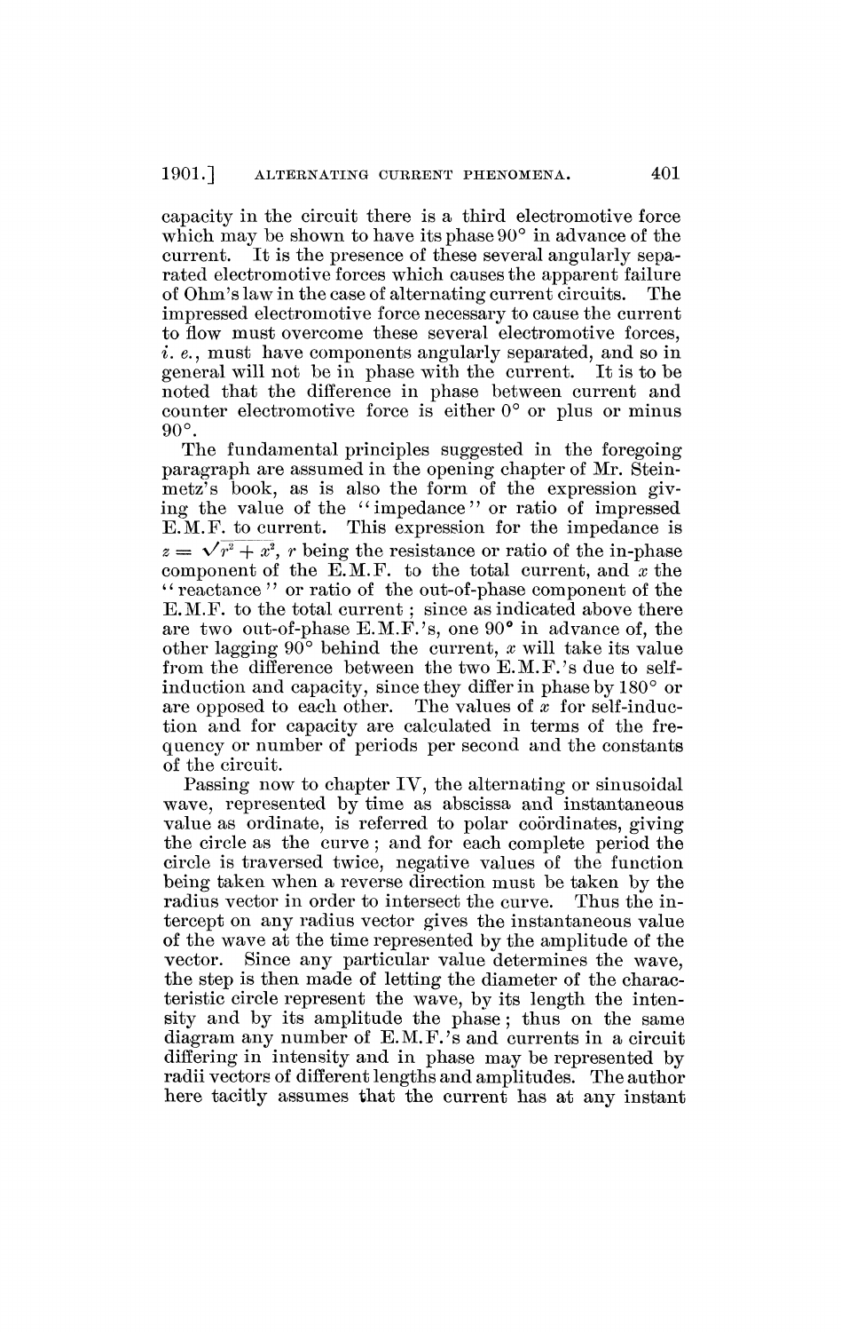capacity in the circuit there is a third electromotive force which may be shown to have its phase 90° in advance of the current. It is the presence of these several angularly separated electromotive forces which causes the apparent failure of Ohm's law in the case of alternating current circuits. The impressed electromotive force necessary to cause the current to flow must overcome these several electromotive forces, *i. e.*, must have components angularly separated, and so in general will not be in phase with the current. It is to be noted that the difference in phase between current and counter electromotive force is either 0° or plus or minus 90°.

The fundamental principles suggested in the foregoing paragraph are assumed in the opening chapter of Mr. Steinmetz's book, as is also the form of the expression giving the value of the "impedance" or ratio of impressed E.M.F. to current. This expression for the impedance is $z = \sqrt{r^2 + x^2}$, $r$ being the resistance or ratio of the in-phase component of the E.M.F. to the total current, and $x$ the "reactance" or ratio of the out-of-phase component of the E.M.F. to the total current; since as indicated above there are two out-of-phase E.M.F.'s, one 90° in advance of, the other lagging 90° behind the current, $x$ will take its value from the difference between the two E.M.F.'s due to self-induction and capacity, since they differ in phase by 180° or are opposed to each other. The values of $x$ for self-induction and for capacity are calculated in terms of the frequency or number of periods per second and the constants of the circuit.

Passing now to chapter IV, the alternating or sinusoidal wave, represented by time as abscissa and instantaneous value as ordinate, is referred to polar coördinates, giving the circle as the curve; and for each complete period the circle is traversed twice, negative values of the function being taken when a reverse direction must be taken by the radius vector in order to intersect the curve. Thus the intercept on any radius vector gives the instantaneous value of the wave at the time represented by the amplitude of the vector. Since any particular value determines the wave, the step is then made of letting the diameter of the characteristic circle represent the wave, by its length the intensity and by its amplitude the phase; thus on the same diagram any number of E.M.F.'s and currents in a circuit differing in intensity and in phase may be represented by radii vectors of different lengths and amplitudes. The author here tacitly assumes that the current has at any instant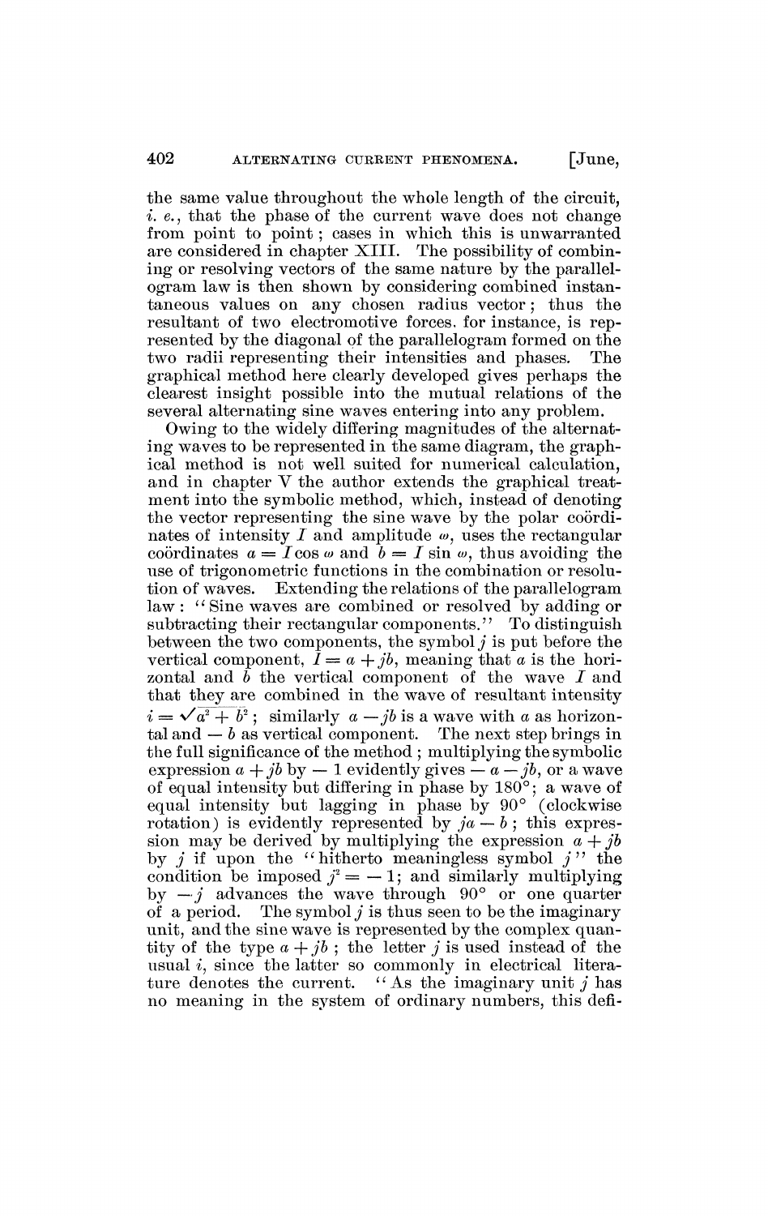the same value throughout the whole length of the circuit, *i. e.*, that the phase of the current wave does not change from point to point; cases in which this is unwarranted are considered in chapter XIII. The possibility of combining or resolving vectors of the same nature by the parallelogram law is then shown by considering combined instantaneous values on any chosen radius vector; thus the resultant of two electromotive forces. for instance, is represented by the diagonal of the parallelogram formed on the two radii representing their intensities and phases. The graphical method here clearly developed gives perhaps the clearest insight possible into the mutual relations of the several alternating sine waves entering into any problem.

Owing to the widely differing magnitudes of the alternating waves to be represented in the same diagram, the graphical method is not well suited for numerical calculation, and in chapter V the author extends the graphical treatment into the symbolic method, which, instead of denoting the vector representing the sine wave by the polar coördinates of intensity $I$ and amplitude $\omega$, uses the rectangular coördinates $a = I \cos \omega$ and $b = I \sin \omega$, thus avoiding the use of trigonometric functions in the combination or resolution of waves. Extending the relations of the parallelogram law: "Sine waves are combined or resolved by adding or subtracting their rectangular components." To distinguish between the two components, the symbol $j$ is put before the vertical component, $I = a + jb$, meaning that $a$ is the horizontal and $b$ the vertical component of the wave $I$ and that they are combined in the wave of resultant intensity $i = \sqrt{a^2 + b^2}$; similarly $a - jb$ is a wave with $a$ as horizontal and $-b$ as vertical component. The next step brings in the full significance of the method; multiplying the symbolic expression $a + jb$ by $-1$ evidently gives $-a - jb$, or a wave of equal intensity but differing in phase by 180°; a wave of equal intensity but lagging in phase by 90° (clockwise rotation) is evidently represented by $ja - b$; this expression may be derived by multiplying the expression $a + jb$ by $j$ if upon the "hitherto meaningless symbol $j$" the condition be imposed $j^2 = -1$; and similarly multiplying by $-j$ advances the wave through 90° or one quarter of a period. The symbol $j$ is thus seen to be the imaginary unit, and the sine wave is represented by the complex quantity of the type $a + jb$; the letter $j$ is used instead of the usual $i$, since the latter so commonly in electrical literature denotes the current. "As the imaginary unit $j$ has no meaning in the system of ordinary numbers, this defi-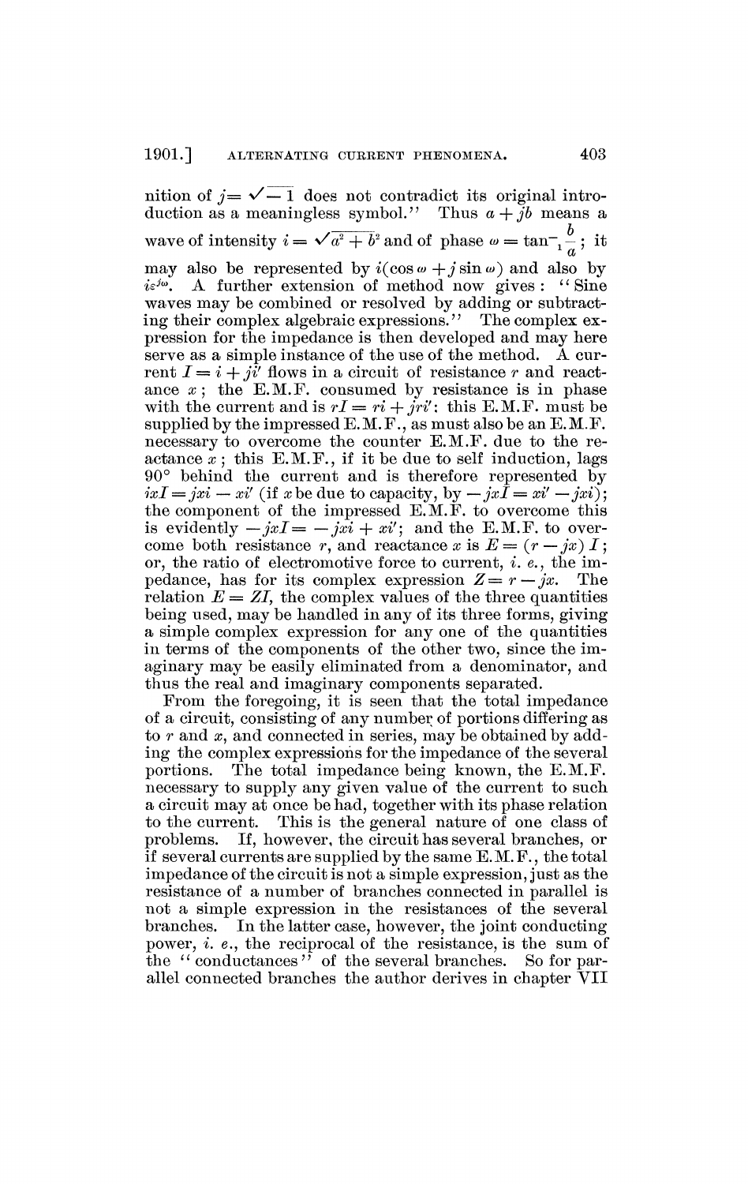nition of $j = \sqrt{-1}$ does not contradict its original introduction as a meaningless symbol." Thus $a + jb$ means a wave of intensity $i = \sqrt{a^2 + b^2}$ and of phase $\omega = \tan^{-1}\frac{b}{a}$; it may also be represented by $i(\cos \omega + j \sin \omega)$ and also by $i\varepsilon^{j\omega}$. A further extension of method now gives: "Sine waves may be combined or resolved by adding or subtracting their complex algebraic expressions." The complex expression for the impedance is then developed and may here serve as a simple instance of the use of the method. A current $I = i + ji'$ flows in a circuit of resistance $r$ and reactance $x$; the E.M.F. consumed by resistance is in phase with the current and is $rI = ri + jri'$: this E.M.F. must be supplied by the impressed E.M.F., as must also be an E.M.F. necessary to overcome the counter E.M.F. due to the reactance $x$; this E.M.F., if it be due to self induction, lags 90° behind the current and is therefore represented by $jxI = jxi - xi'$ (if $x$ be due to capacity, by $-jxI = xi' - jxi$); the component of the impressed E.M.F. to overcome this is evidently $-jxI = -jxi + xi'$; and the E.M.F. to overcome both resistance $r$, and reactance $x$ is $E = (r - jx)I$; or, the ratio of electromotive force to current, *i. e.*, the impedance, has for its complex expression $Z = r - jx$. The relation $E = ZI$, the complex values of the three quantities being used, may be handled in any of its three forms, giving a simple complex expression for any one of the quantities in terms of the components of the other two, since the imaginary may be easily eliminated from a denominator, and thus the real and imaginary components separated.

From the foregoing, it is seen that the total impedance of a circuit, consisting of any number of portions differing as to $r$ and $x$, and connected in series, may be obtained by adding the complex expressions for the impedance of the several portions. The total impedance being known, the E.M.F. necessary to supply any given value of the current to such a circuit may at once be had, together with its phase relation to the current. This is the general nature of one class of problems. If, however, the circuit has several branches, or if several currents are supplied by the same E.M.F., the total impedance of the circuit is not a simple expression, just as the resistance of a number of branches connected in parallel is not a simple expression in the resistances of the several branches. In the latter case, however, the joint conducting power, *i. e.*, the reciprocal of the resistance, is the sum of the "conductances" of the several branches. So for parallel connected branches the author derives in chapter VII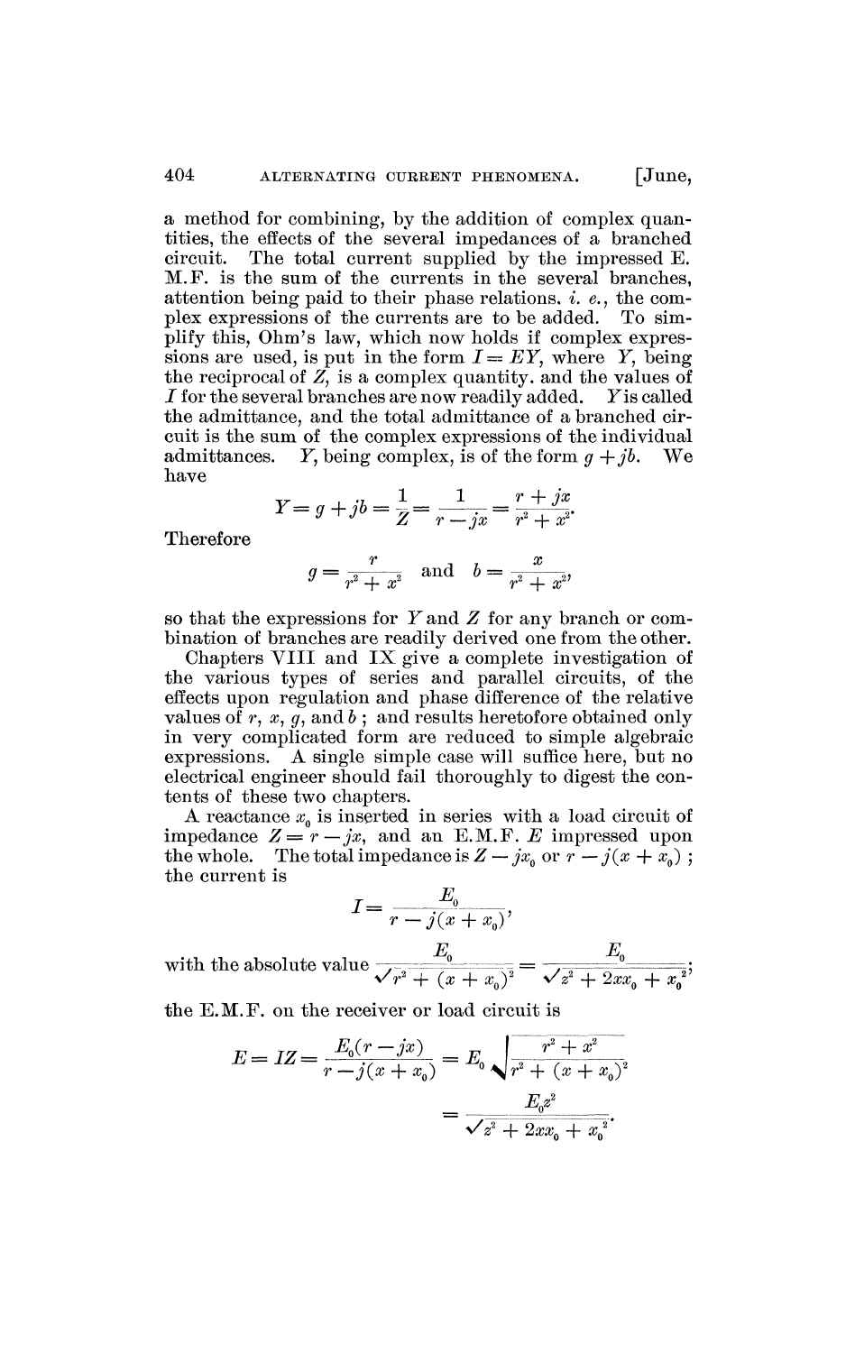a method for combining, by the addition of complex quantities, the effects of the several impedances of a branched circuit. The total current supplied by the impressed E.M.F. is the sum of the currents in the several branches, attention being paid to their phase relations, *i. e.*, the complex expressions of the currents are to be added. To simplify this, Ohm's law, which now holds if complex expressions are used, is put in the form $I = EY$, where $Y$, being the reciprocal of $Z$, is a complex quantity, and the values of $I$ for the several branches are now readily added. $Y$ is called the admittance, and the total admittance of a branched circuit is the sum of the complex expressions of the individual admittances. $Y$, being complex, is of the form $g + jb$. We have

$$Y = g + jb = \frac{1}{Z} = \frac{1}{r - jx} = \frac{r + jx}{r^2 + x^2}.$$

Therefore

$$g = \frac{r}{r^2 + x^2} \quad \text{and} \quad b = \frac{x}{r^2 + x^2},$$

so that the expressions for $Y$ and $Z$ for any branch or combination of branches are readily derived one from the other.

Chapters VIII and IX give a complete investigation of the various types of series and parallel circuits, of the effects upon regulation and phase difference of the relative values of $r$, $x$, $g$, and $b$; and results heretofore obtained only in very complicated form are reduced to simple algebraic expressions. A single simple case will suffice here, but no electrical engineer should fail thoroughly to digest the contents of these two chapters.

A reactance $x_0$ is inserted in series with a load circuit of impedance $Z = r - jx$, and an E.M.F. $E$ impressed upon the whole. The total impedance is $Z - jx_0$ or $r - j(x + x_0)$; the current is

$$I = \frac{E_0}{r - j(x + x_0)},$$

with the absolute value $\dfrac{E_0}{\sqrt{r^2 + (x + x_0)^2}} = \dfrac{E_0}{\sqrt{z^2 + 2xx_0 + x_0^{\,2}}}$;

the E.M.F. on the receiver or load circuit is

$$E = IZ = \frac{E_0(r - jx)}{r - j(x + x_0)} = E_0 \sqrt{\frac{r^2 + x^2}{r^2 + (x + x_0)^2}}$$

$$= \frac{E_0 z^2}{\sqrt{z^2 + 2xx_0 + x_0^{\,2}}}.$$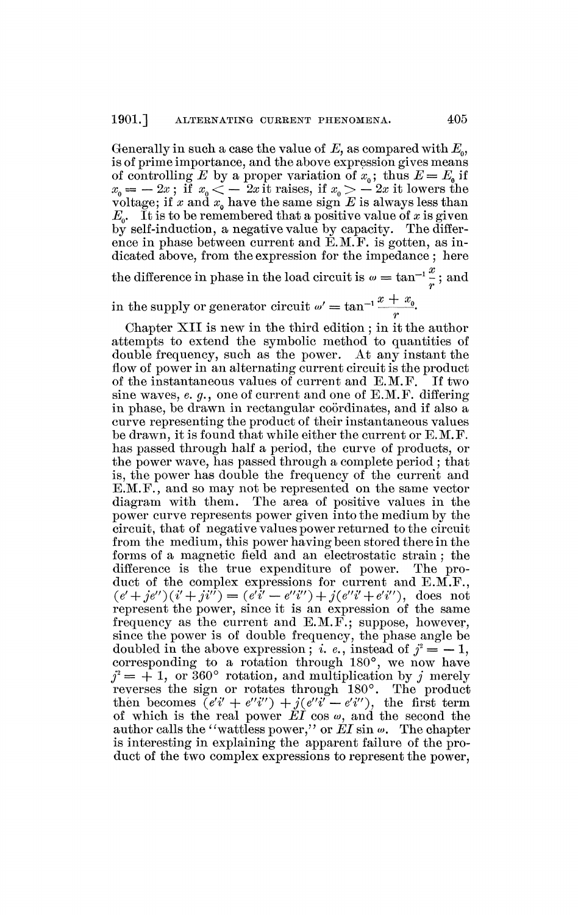Generally in such a case the value of $E$, as compared with $E_0$, is of prime importance, and the above expression gives means of controlling $E$ by a proper variation of $x_0$; thus $E = E_0$ if $x_0 = -2x$; if $x_0 < -2x$ it raises, if $x_0 > -2x$ it lowers the voltage; if $x$ and $x_0$ have the same sign $E$ is always less than $E_0$. It is to be remembered that a positive value of $x$ is given by self-induction, a negative value by capacity. The difference in phase between current and E.M.F. is gotten, as indicated above, from the expression for the impedance; here the difference in phase in the load circuit is $\omega = \tan^{-1}\frac{x}{r}$; and in the supply or generator circuit $\omega' = \tan^{-1}\frac{x + x_0}{r}$.

Chapter XII is new in the third edition; in it the author attempts to extend the symbolic method to quantities of double frequency, such as the power. At any instant the flow of power in an alternating current circuit is the product of the instantaneous values of current and E.M.F. If two sine waves, *e. g.*, one of current and one of E.M.F. differing in phase, be drawn in rectangular coördinates, and if also a curve representing the product of their instantaneous values be drawn, it is found that while either the current or E.M.F. has passed through half a period, the curve of products, or the power wave, has passed through a complete period; that is, the power has double the frequency of the current and E.M.F., and so may not be represented on the same vector diagram with them. The area of positive values in the power curve represents power given into the medium by the circuit, that of negative values power returned to the circuit from the medium, this power having been stored there in the forms of a magnetic field and an electrostatic strain; the difference is the true expenditure of power. The product of the complex expressions for current and E.M.F., $(e' + je'')(i' + ji'') = (e'i' - e''i'') + j(e''i' + e'i'')$, does not represent the power, since it is an expression of the same frequency as the current and E.M.F.; suppose, however, since the power is of double frequency, the phase angle be doubled in the above expression; *i. e.*, instead of $j^2 = -1$, corresponding to a rotation through 180°, we now have $j^2 = +1$, or 360° rotation, and multiplication by $j$ merely reverses the sign or rotates through 180°. The product then becomes $(e'i' + e''i'') + j(e''i' - e'i'')$, the first term of which is the real power $EI \cos \omega$, and the second the author calls the "wattless power," or $EI \sin \omega$. The chapter is interesting in explaining the apparent failure of the product of the two complex expressions to represent the power,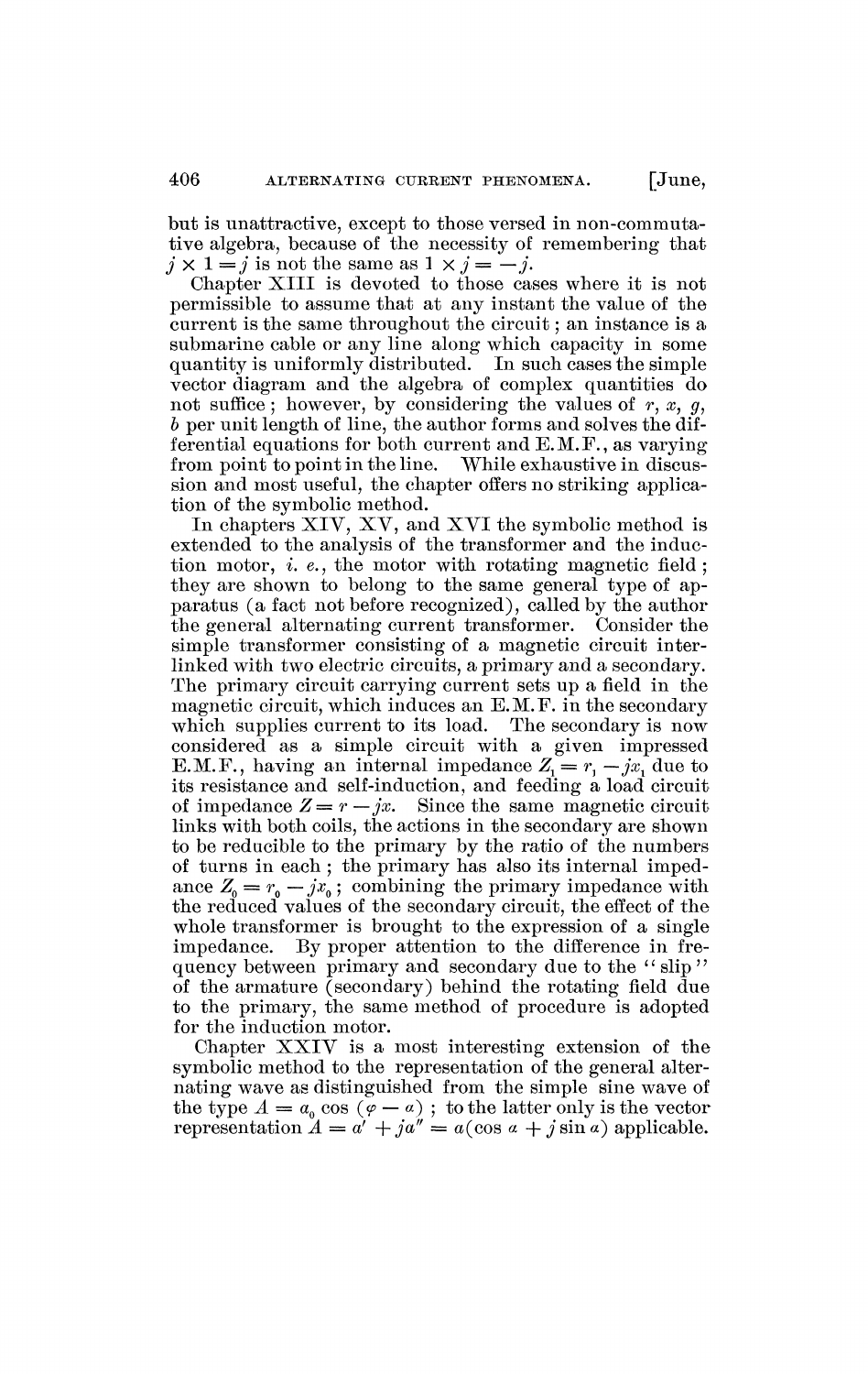but is unattractive, except to those versed in non-commutative algebra, because of the necessity of remembering that $j \times 1 = j$ is not the same as $1 \times j = -j$.

Chapter XIII is devoted to those cases where it is not permissible to assume that at any instant the value of the current is the same throughout the circuit; an instance is a submarine cable or any line along which capacity in some quantity is uniformly distributed. In such cases the simple vector diagram and the algebra of complex quantities do not suffice; however, by considering the values of $r$, $x$, $g$, $b$ per unit length of line, the author forms and solves the differential equations for both current and E.M.F., as varying from point to point in the line. While exhaustive in discussion and most useful, the chapter offers no striking application of the symbolic method.

In chapters XIV, XV, and XVI the symbolic method is extended to the analysis of the transformer and the induction motor, *i. e.*, the motor with rotating magnetic field; they are shown to belong to the same general type of apparatus (a fact not before recognized), called by the author the general alternating current transformer. Consider the simple transformer consisting of a magnetic circuit interlinked with two electric circuits, a primary and a secondary. The primary circuit carrying current sets up a field in the magnetic circuit, which induces an E.M.F. in the secondary which supplies current to its load. The secondary is now considered as a simple circuit with a given impressed E.M.F., having an internal impedance $Z_1 = r_1 - jx_1$ due to its resistance and self-induction, and feeding a load circuit of impedance $Z = r - jx$. Since the same magnetic circuit links with both coils, the actions in the secondary are shown to be reducible to the primary by the ratio of the numbers of turns in each; the primary has also its internal impedance $Z_0 = r_0 - jx_0$; combining the primary impedance with the reduced values of the secondary circuit, the effect of the whole transformer is brought to the expression of a single impedance. By proper attention to the difference in frequency between primary and secondary due to the "slip" of the armature (secondary) behind the rotating field due to the primary, the same method of procedure is adopted for the induction motor.

Chapter XXIV is a most interesting extension of the symbolic method to the representation of the general alternating wave as distinguished from the simple sine wave of the type $A = a_0 \cos(\varphi - a)$; to the latter only is the vector representation $A = a' + ja'' = a(\cos a + j \sin a)$ applicable.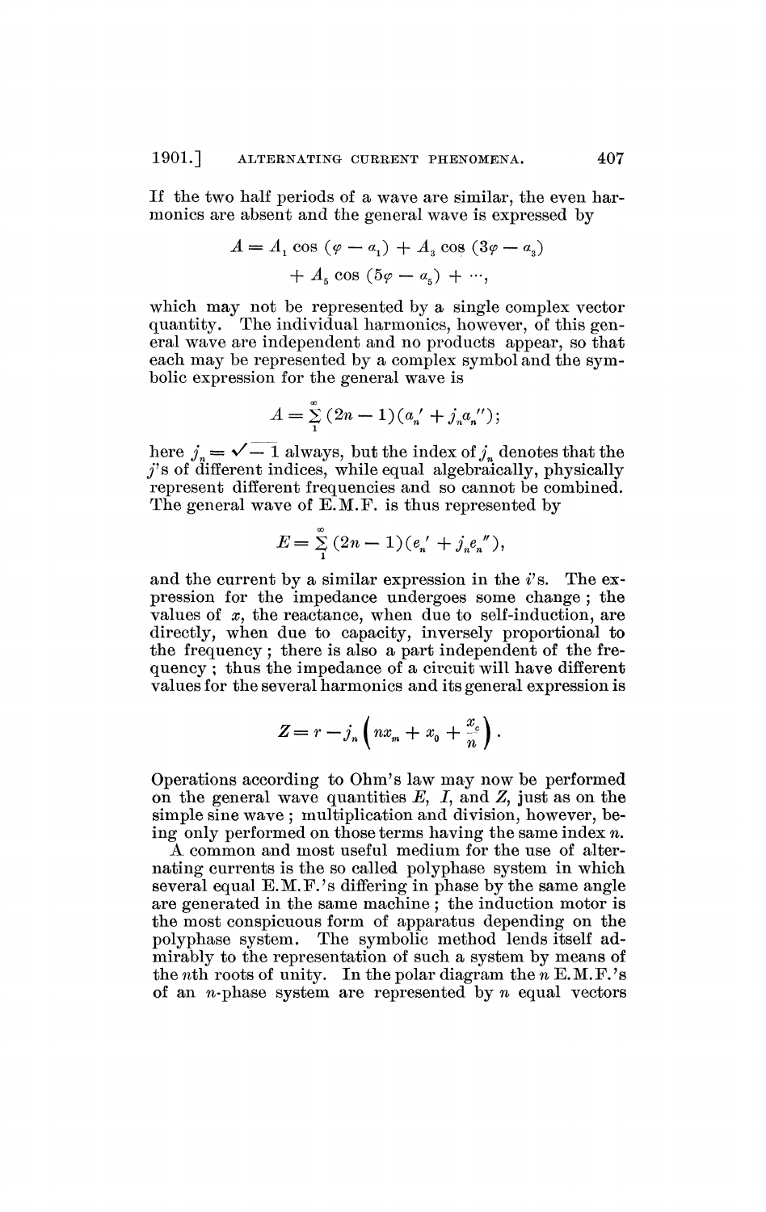If the two half periods of a wave are similar, the even harmonics are absent and the general wave is expressed by

$$A = A_1 \cos(\varphi - a_1) + A_3 \cos(3\varphi - a_3) + A_5 \cos(5\varphi - a_5) + \cdots,$$

which may not be represented by a single complex vector quantity. The individual harmonics, however, of this general wave are independent and no products appear, so that each may be represented by a complex symbol and the symbolic expression for the general wave is

$$A = \sum_1^\infty (2n-1)(a_n' + j_n a_n'');$$

here $j_n = \sqrt{-1}$ always, but the index of $j_n$ denotes that the $j$'s of different indices, while equal algebraically, physically represent different frequencies and so cannot be combined. The general wave of E.M.F. is thus represented by

$$E = \sum_1^\infty (2n-1)(e_n' + j_n e_n''),$$

and the current by a similar expression in the $i$'s. The expression for the impedance undergoes some change; the values of $x$, the reactance, when due to self-induction, are directly, when due to capacity, inversely proportional to the frequency; there is also a part independent of the frequency; thus the impedance of a circuit will have different values for the several harmonics and its general expression is

$$Z = r - j_n\left(nx_m + x_0 + \frac{x_c}{n}\right).$$

Operations according to Ohm's law may now be performed on the general wave quantities $E$, $I$, and $Z$, just as on the simple sine wave; multiplication and division, however, being only performed on those terms having the same index $n$.

A common and most useful medium for the use of alternating currents is the so called polyphase system in which several equal E.M.F.'s differing in phase by the same angle are generated in the same machine; the induction motor is the most conspicuous form of apparatus depending on the polyphase system. The symbolic method lends itself admirably to the representation of such a system by means of the $n$th roots of unity. In the polar diagram the $n$ E.M.F.'s of an $n$-phase system are represented by $n$ equal vectors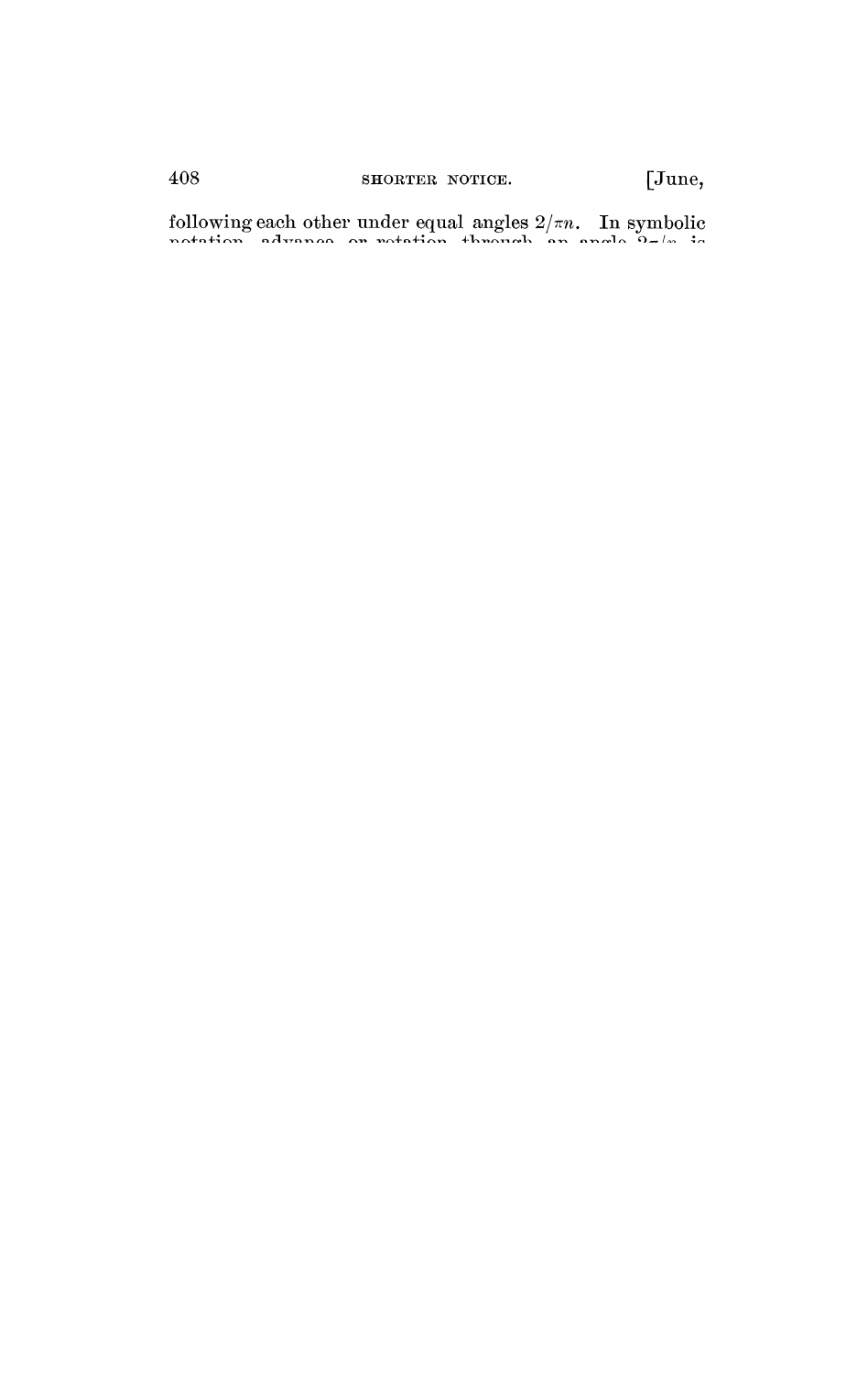following each other under equal angles $2/\pi n$. In symbolic notation, advance or rotation through an angle $2\pi/n$ is